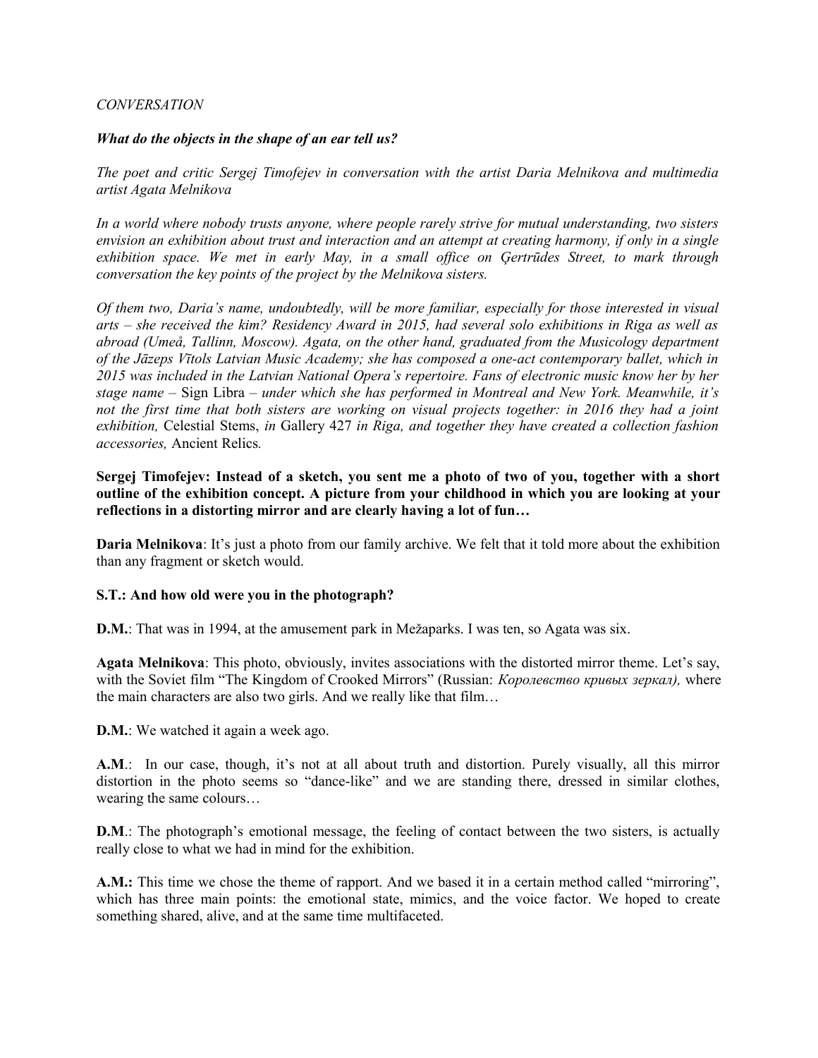*CONVERSATION*

***What do the objects in the shape of an ear tell us?***

*The poet and critic Sergej Timofejev in conversation with the artist Daria Melnikova and multimedia artist Agata Melnikova*

*In a world where nobody trusts anyone, where people rarely strive for mutual understanding, two sisters envision an exhibition about trust and interaction and an attempt at creating harmony, if only in a single exhibition space. We met in early May, in a small office on Ģertrūdes Street, to mark through conversation the key points of the project by the Melnikova sisters.*

*Of them two, Daria's name, undoubtedly, will be more familiar, especially for those interested in visual arts – she received the kim? Residency Award in 2015, had several solo exhibitions in Riga as well as abroad (Umeå, Tallinn, Moscow). Agata, on the other hand, graduated from the Musicology department of the Jāzeps Vītols Latvian Music Academy; she has composed a one-act contemporary ballet, which in 2015 was included in the Latvian National Opera's repertoire. Fans of electronic music know her by her stage name –* Sign Libra *– under which she has performed in Montreal and New York. Meanwhile, it's not the first time that both sisters are working on visual projects together: in 2016 they had a joint exhibition,* Celestial Stems, *in* Gallery 427 *in Riga, and together they have created a collection fashion accessories,* Ancient Relics*.*

**Sergej Timofejev: Instead of a sketch, you sent me a photo of two of you, together with a short outline of the exhibition concept. A picture from your childhood in which you are looking at your reflections in a distorting mirror and are clearly having a lot of fun…**

**Daria Melnikova**: It's just a photo from our family archive. We felt that it told more about the exhibition than any fragment or sketch would.

**S.T.: And how old were you in the photograph?**

**D.M.**: That was in 1994, at the amusement park in Mežaparks. I was ten, so Agata was six.

**Agata Melnikova**: This photo, obviously, invites associations with the distorted mirror theme. Let's say, with the Soviet film "The Kingdom of Crooked Mirrors" (Russian: *Королевство кривых зеркал),* where the main characters are also two girls. And we really like that film…

**D.M.**: We watched it again a week ago.

**A.M.**: In our case, though, it's not at all about truth and distortion. Purely visually, all this mirror distortion in the photo seems so "dance-like" and we are standing there, dressed in similar clothes, wearing the same colours…

**D.M**.: The photograph's emotional message, the feeling of contact between the two sisters, is actually really close to what we had in mind for the exhibition.

**A.M.:** This time we chose the theme of rapport. And we based it in a certain method called "mirroring", which has three main points: the emotional state, mimics, and the voice factor. We hoped to create something shared, alive, and at the same time multifaceted.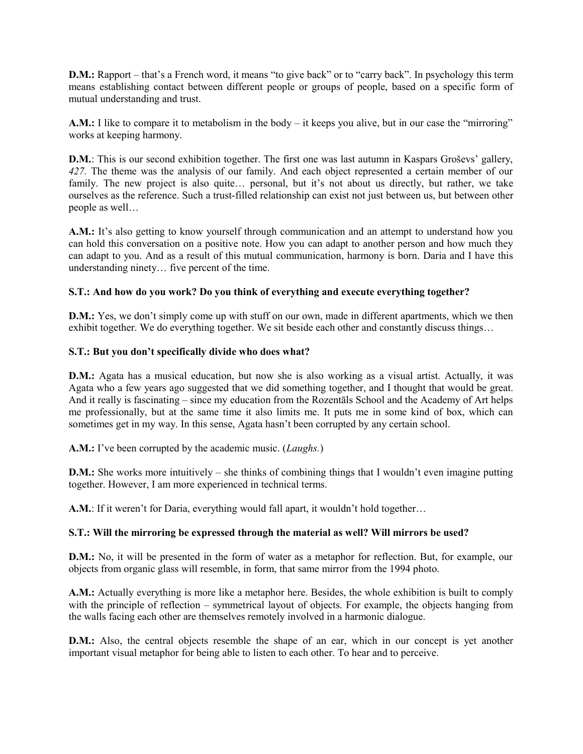**D.M.:** Rapport – that's a French word, it means "to give back" or to "carry back". In psychology this term means establishing contact between different people or groups of people, based on a specific form of mutual understanding and trust.

**A.M.:** I like to compare it to metabolism in the body – it keeps you alive, but in our case the "mirroring" works at keeping harmony.

**D.M.**: This is our second exhibition together. The first one was last autumn in Kaspars Groševs' gallery, *427.* The theme was the analysis of our family. And each object represented a certain member of our family. The new project is also quite… personal, but it's not about us directly, but rather, we take ourselves as the reference. Such a trust-filled relationship can exist not just between us, but between other people as well…

**A.M.:** It's also getting to know yourself through communication and an attempt to understand how you can hold this conversation on a positive note. How you can adapt to another person and how much they can adapt to you. And as a result of this mutual communication, harmony is born. Daria and I have this understanding ninety… five percent of the time.

**S.T.: And how do you work? Do you think of everything and execute everything together?**

**D.M.:** Yes, we don't simply come up with stuff on our own, made in different apartments, which we then exhibit together. We do everything together. We sit beside each other and constantly discuss things…

**S.T.: But you don't specifically divide who does what?**

**D.M.:** Agata has a musical education, but now she is also working as a visual artist. Actually, it was Agata who a few years ago suggested that we did something together, and I thought that would be great. And it really is fascinating – since my education from the Rozentāls School and the Academy of Art helps me professionally, but at the same time it also limits me. It puts me in some kind of box, which can sometimes get in my way. In this sense, Agata hasn't been corrupted by any certain school.

**A.M.:** I've been corrupted by the academic music. (*Laughs.*)

**D.M.:** She works more intuitively – she thinks of combining things that I wouldn't even imagine putting together. However, I am more experienced in technical terms.

**A.M.**: If it weren't for Daria, everything would fall apart, it wouldn't hold together…

**S.T.: Will the mirroring be expressed through the material as well? Will mirrors be used?**

**D.M.:** No, it will be presented in the form of water as a metaphor for reflection. But, for example, our objects from organic glass will resemble, in form, that same mirror from the 1994 photo.

**A.M.:** Actually everything is more like a metaphor here. Besides, the whole exhibition is built to comply with the principle of reflection – symmetrical layout of objects. For example, the objects hanging from the walls facing each other are themselves remotely involved in a harmonic dialogue.

**D.M.:** Also, the central objects resemble the shape of an ear, which in our concept is yet another important visual metaphor for being able to listen to each other. To hear and to perceive.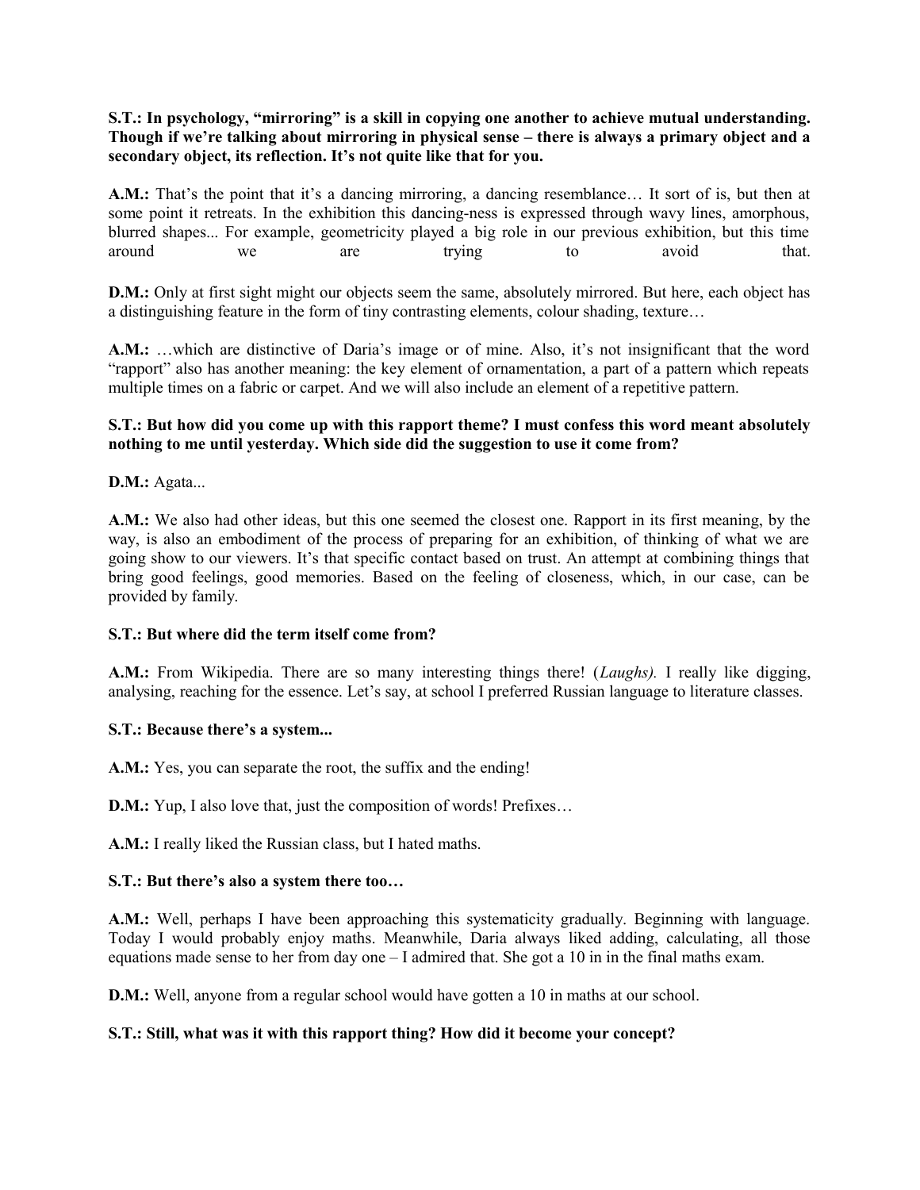**S.T.: In psychology, "mirroring" is a skill in copying one another to achieve mutual understanding. Though if we're talking about mirroring in physical sense – there is always a primary object and a secondary object, its reflection. It's not quite like that for you.**

**A.M.:** That's the point that it's a dancing mirroring, a dancing resemblance… It sort of is, but then at some point it retreats. In the exhibition this dancing-ness is expressed through wavy lines, amorphous, blurred shapes... For example, geometricity played a big role in our previous exhibition, but this time around we are trying to avoid that.

**D.M.:** Only at first sight might our objects seem the same, absolutely mirrored. But here, each object has a distinguishing feature in the form of tiny contrasting elements, colour shading, texture…

**A.M.:** …which are distinctive of Daria's image or of mine. Also, it's not insignificant that the word "rapport" also has another meaning: the key element of ornamentation, a part of a pattern which repeats multiple times on a fabric or carpet. And we will also include an element of a repetitive pattern.

**S.T.: But how did you come up with this rapport theme? I must confess this word meant absolutely nothing to me until yesterday. Which side did the suggestion to use it come from?**

**D.M.:** Agata...

**A.M.:** We also had other ideas, but this one seemed the closest one. Rapport in its first meaning, by the way, is also an embodiment of the process of preparing for an exhibition, of thinking of what we are going show to our viewers. It's that specific contact based on trust. An attempt at combining things that bring good feelings, good memories. Based on the feeling of closeness, which, in our case, can be provided by family.

**S.T.: But where did the term itself come from?**

**A.M.:** From Wikipedia. There are so many interesting things there! (*Laughs).* I really like digging, analysing, reaching for the essence. Let's say, at school I preferred Russian language to literature classes.

**S.T.: Because there's a system...**

**A.M.:** Yes, you can separate the root, the suffix and the ending!

**D.M.:** Yup, I also love that, just the composition of words! Prefixes…

**A.M.:** I really liked the Russian class, but I hated maths.

**S.T.: But there's also a system there too…**

**A.M.:** Well, perhaps I have been approaching this systematicity gradually. Beginning with language. Today I would probably enjoy maths. Meanwhile, Daria always liked adding, calculating, all those equations made sense to her from day one – I admired that. She got a 10 in in the final maths exam.

**D.M.:** Well, anyone from a regular school would have gotten a 10 in maths at our school.

**S.T.: Still, what was it with this rapport thing? How did it become your concept?**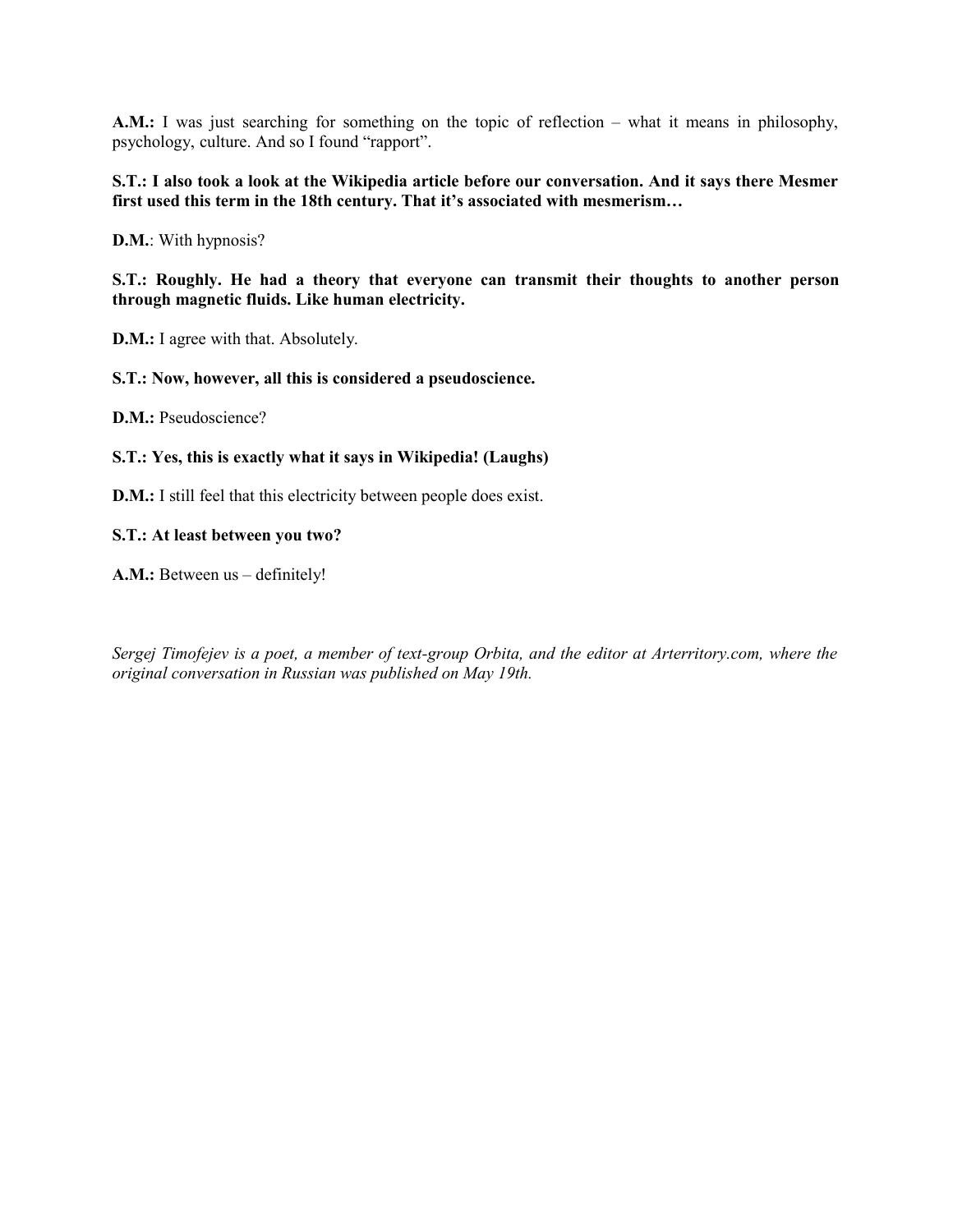**A.M.:** I was just searching for something on the topic of reflection – what it means in philosophy, psychology, culture. And so I found “rapport”.

**S.T.: I also took a look at the Wikipedia article before our conversation. And it says there Mesmer first used this term in the 18th century. That it’s associated with mesmerism…**

**D.M.**: With hypnosis?

**S.T.: Roughly. He had a theory that everyone can transmit their thoughts to another person through magnetic fluids. Like human electricity.**

**D.M.:** I agree with that. Absolutely.

**S.T.: Now, however, all this is considered a pseudoscience.**

**D.M.:** Pseudoscience?

**S.T.: Yes, this is exactly what it says in Wikipedia! (Laughs)**

**D.M.:** I still feel that this electricity between people does exist.

**S.T.: At least between you two?**

**A.M.:** Between us – definitely!

*Sergej Timofejev is a poet, a member of text-group Orbita, and the editor at Arterritory.com, where the original conversation in Russian was published on May 19th.*